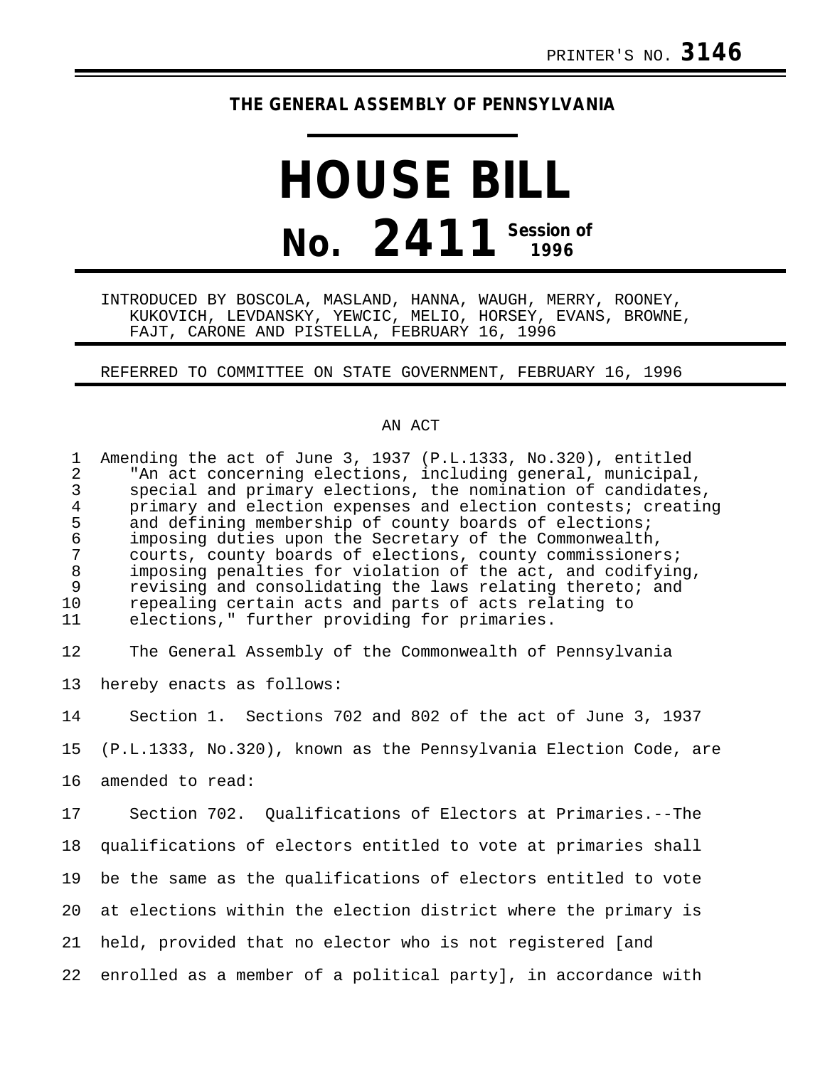PRINTER'S NO. **3146**

**THE GENERAL ASSEMBLY OF PENNSYLVANIA**

# HOUSE BILL

# No. 2411 Session of 1996

INTRODUCED BY BOSCOLA, MASLAND, HANNA, WAUGH, MERRY, ROONEY, KUKOVICH, LEVDANSKY, YEWCIC, MELIO, HORSEY, EVANS, BROWNE, FAJT, CARONE AND PISTELLA, FEBRUARY 16, 1996

REFERRED TO COMMITTEE ON STATE GOVERNMENT, FEBRUARY 16, 1996

AN ACT

Amending the act of June 3, 1937 (P.L.1333, No.320), entitled "An act concerning elections, including general, municipal, special and primary elections, the nomination of candidates, primary and election expenses and election contests; creating and defining membership of county boards of elections; imposing duties upon the Secretary of the Commonwealth, courts, county boards of elections, county commissioners; imposing penalties for violation of the act, and codifying, revising and consolidating the laws relating thereto; and repealing certain acts and parts of acts relating to elections," further providing for primaries.

The General Assembly of the Commonwealth of Pennsylvania hereby enacts as follows:

Section 1. Sections 702 and 802 of the act of June 3, 1937 (P.L.1333, No.320), known as the Pennsylvania Election Code, are amended to read:

Section 702. Qualifications of Electors at Primaries.--The qualifications of electors entitled to vote at primaries shall be the same as the qualifications of electors entitled to vote at elections within the election district where the primary is held, provided that no elector who is not registered [and enrolled as a member of a political party], in accordance with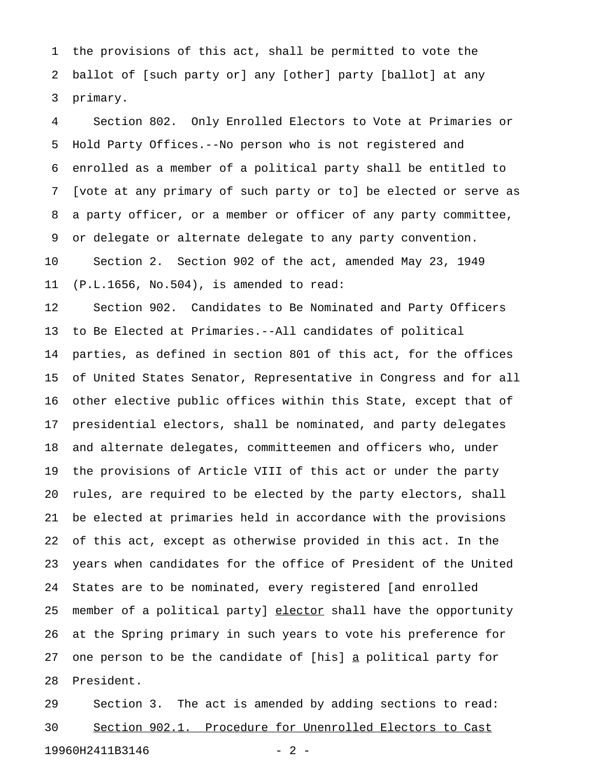the provisions of this act, shall be permitted to vote the ballot of [such party or] any [other] party [ballot] at any primary.

Section 802. Only Enrolled Electors to Vote at Primaries or Hold Party Offices.--No person who is not registered and enrolled as a member of a political party shall be entitled to [vote at any primary of such party or to] be elected or serve as a party officer, or a member or officer of any party committee, or delegate or alternate delegate to any party convention.

Section 2. Section 902 of the act, amended May 23, 1949 (P.L.1656, No.504), is amended to read:

Section 902. Candidates to Be Nominated and Party Officers to Be Elected at Primaries.--All candidates of political parties, as defined in section 801 of this act, for the offices of United States Senator, Representative in Congress and for all other elective public offices within this State, except that of presidential electors, shall be nominated, and party delegates and alternate delegates, committeemen and officers who, under the provisions of Article VIII of this act or under the party rules, are required to be elected by the party electors, shall be elected at primaries held in accordance with the provisions of this act, except as otherwise provided in this act. In the years when candidates for the office of President of the United States are to be nominated, every registered [and enrolled member of a political party] <u>elector</u> shall have the opportunity at the Spring primary in such years to vote his preference for one person to be the candidate of [his] <u>a</u> political party for President.

Section 3. The act is amended by adding sections to read:

<u>Section 902.1. Procedure for Unenrolled Electors to Cast</u>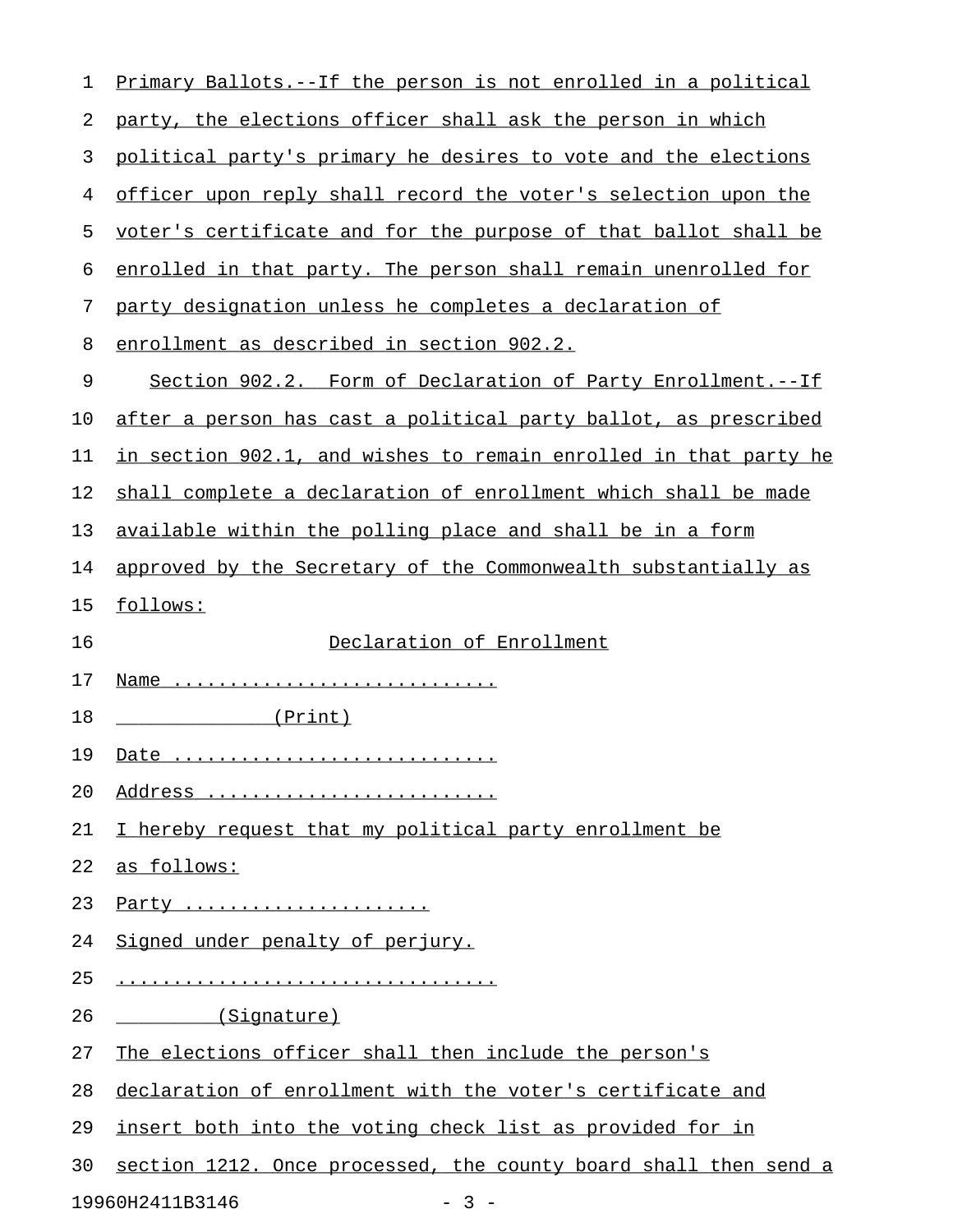Primary Ballots.--If the person is not enrolled in a political party, the elections officer shall ask the person in which political party's primary he desires to vote and the elections officer upon reply shall record the voter's selection upon the voter's certificate and for the purpose of that ballot shall be enrolled in that party. The person shall remain unenrolled for party designation unless he completes a declaration of enrollment as described in section 902.2.

Section 902.2. Form of Declaration of Party Enrollment.--If after a person has cast a political party ballot, as prescribed in section 902.1, and wishes to remain enrolled in that party he shall complete a declaration of enrollment which shall be made available within the polling place and shall be in a form approved by the Secretary of the Commonwealth substantially as follows:

Declaration of Enrollment

Name ............................

_____________(Print)

Date ............................

Address .........................

I hereby request that my political party enrollment be as follows:

Party ......................

Signed under penalty of perjury.

.................................

_________(Signature)

The elections officer shall then include the person's declaration of enrollment with the voter's certificate and insert both into the voting check list as provided for in section 1212. Once processed, the county board shall then send a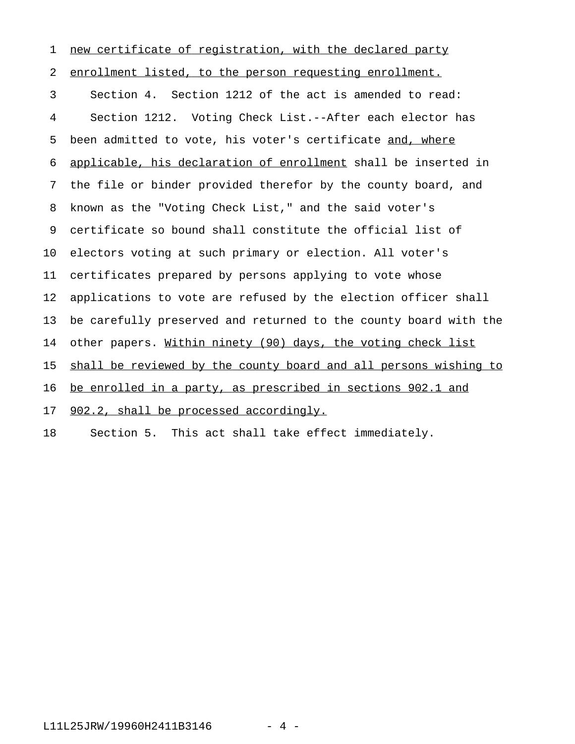new certificate of registration, with the declared party enrollment listed, to the person requesting enrollment.

Section 4. Section 1212 of the act is amended to read:

Section 1212. Voting Check List.--After each elector has been admitted to vote, his voter's certificate and, where applicable, his declaration of enrollment shall be inserted in the file or binder provided therefor by the county board, and known as the "Voting Check List," and the said voter's certificate so bound shall constitute the official list of electors voting at such primary or election. All voter's certificates prepared by persons applying to vote whose applications to vote are refused by the election officer shall be carefully preserved and returned to the county board with the other papers. Within ninety (90) days, the voting check list shall be reviewed by the county board and all persons wishing to be enrolled in a party, as prescribed in sections 902.1 and 902.2, shall be processed accordingly.

Section 5. This act shall take effect immediately.